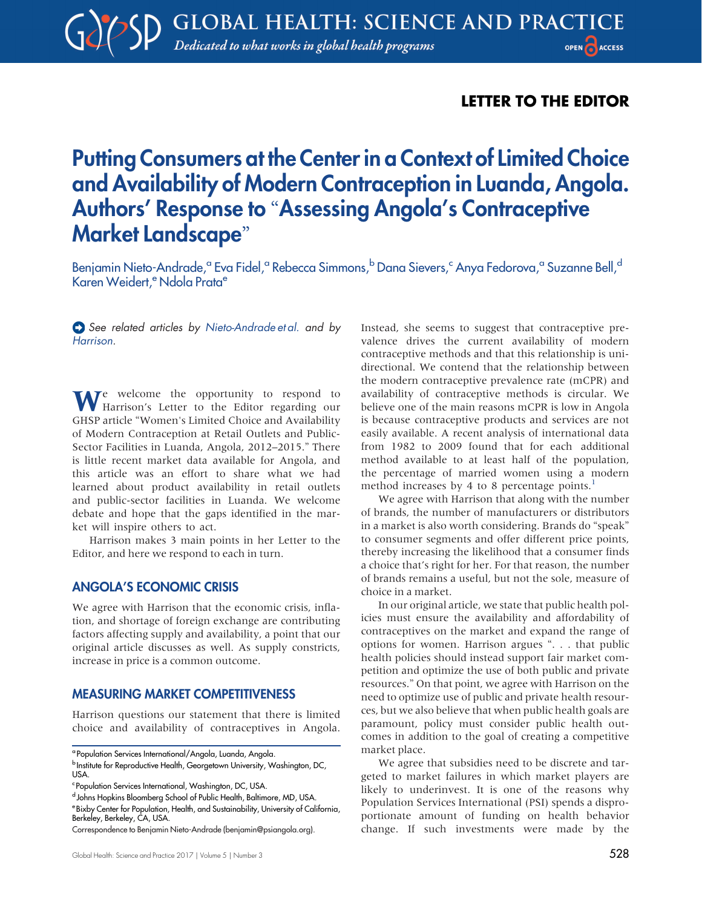LETTER TO THE EDITOR

# Putting Consumers at the Center in a Context of Limited Choice and Availability of Modern Contraception in Luanda, Angola. Authors' Response to "Assessing Angola's Contraceptive Market Landscape"

Benjamin Nieto-Andrade,[a] Eva Fidel,[a] Rebecca Simmons,[b] Dana Sievers,[c] Anya Fedorova,[a] Suzanne Bell,[d] Karen Weidert,[e] Ndola Prata[e]

*See related articles by Nieto-Andrade et al. and by Harrison.*

We welcome the opportunity to respond to Harrison's Letter to the Editor regarding our GHSP article "Women's Limited Choice and Availability of Modern Contraception at Retail Outlets and Public-Sector Facilities in Luanda, Angola, 2012–2015." There is little recent market data available for Angola, and this article was an effort to share what we had learned about product availability in retail outlets and public-sector facilities in Luanda. We welcome debate and hope that the gaps identified in the market will inspire others to act.

Harrison makes 3 main points in her Letter to the Editor, and here we respond to each in turn.

## ANGOLA'S ECONOMIC CRISIS

We agree with Harrison that the economic crisis, inflation, and shortage of foreign exchange are contributing factors affecting supply and availability, a point that our original article discusses as well. As supply constricts, increase in price is a common outcome.

## MEASURING MARKET COMPETITIVENESS

Harrison questions our statement that there is limited choice and availability of contraceptives in Angola. Instead, she seems to suggest that contraceptive prevalence drives the current availability of modern contraceptive methods and that this relationship is unidirectional. We contend that the relationship between the modern contraceptive prevalence rate (mCPR) and availability of contraceptive methods is circular. We believe one of the main reasons mCPR is low in Angola is because contraceptive products and services are not easily available. A recent analysis of international data from 1982 to 2009 found that for each additional method available to at least half of the population, the percentage of married women using a modern method increases by 4 to 8 percentage points.[1]

We agree with Harrison that along with the number of brands, the number of manufacturers or distributors in a market is also worth considering. Brands do "speak" to consumer segments and offer different price points, thereby increasing the likelihood that a consumer finds a choice that's right for her. For that reason, the number of brands remains a useful, but not the sole, measure of choice in a market.

In our original article, we state that public health policies must ensure the availability and affordability of contraceptives on the market and expand the range of options for women. Harrison argues ". . . that public health policies should instead support fair market competition and optimize the use of both public and private resources." On that point, we agree with Harrison on the need to optimize use of public and private health resources, but we also believe that when public health goals are paramount, policy must consider public health outcomes in addition to the goal of creating a competitive market place.

We agree that subsidies need to be discrete and targeted to market failures in which market players are likely to underinvest. It is one of the reasons why Population Services International (PSI) spends a disproportionate amount of funding on health behavior change. If such investments were made by the

---

[a] Population Services International/Angola, Luanda, Angola.
[b] Institute for Reproductive Health, Georgetown University, Washington, DC, USA.
[c] Population Services International, Washington, DC, USA.
[d] Johns Hopkins Bloomberg School of Public Health, Baltimore, MD, USA.
[e] Bixby Center for Population, Health, and Sustainability, University of California, Berkeley, Berkeley, CA, USA.

Correspondence to Benjamin Nieto-Andrade (benjamin@psiangola.org).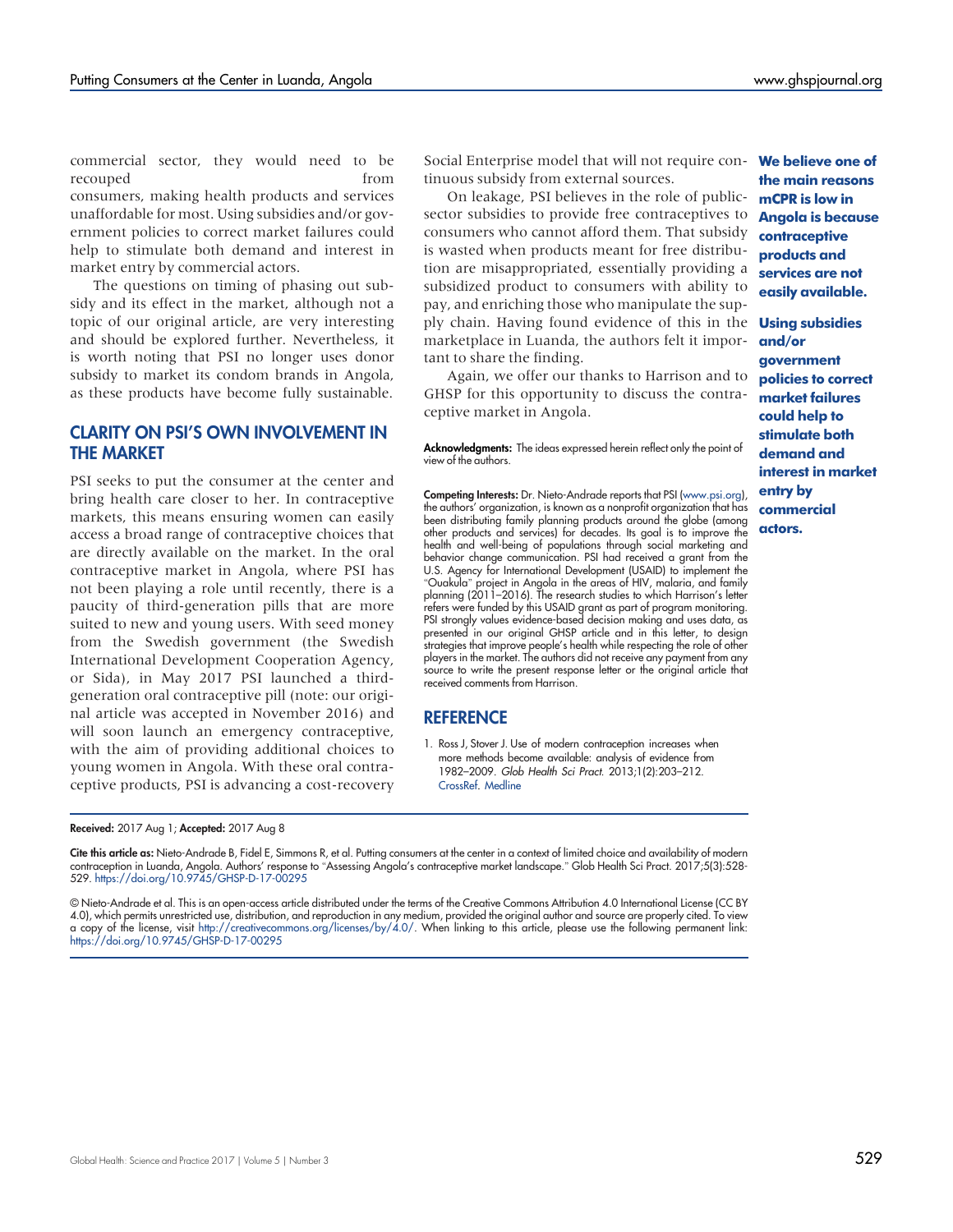commercial sector, they would need to be recouped from consumers, making health products and services unaffordable for most. Using subsidies and/or government policies to correct market failures could help to stimulate both demand and interest in market entry by commercial actors.

The questions on timing of phasing out subsidy and its effect in the market, although not a topic of our original article, are very interesting and should be explored further. Nevertheless, it is worth noting that PSI no longer uses donor subsidy to market its condom brands in Angola, as these products have become fully sustainable.

## CLARITY ON PSI'S OWN INVOLVEMENT IN THE MARKET

PSI seeks to put the consumer at the center and bring health care closer to her. In contraceptive markets, this means ensuring women can easily access a broad range of contraceptive choices that are directly available on the market. In the oral contraceptive market in Angola, where PSI has not been playing a role until recently, there is a paucity of third-generation pills that are more suited to new and young users. With seed money from the Swedish government (the Swedish International Development Cooperation Agency, or Sida), in May 2017 PSI launched a third-generation oral contraceptive pill (note: our original article was accepted in November 2016) and will soon launch an emergency contraceptive, with the aim of providing additional choices to young women in Angola. With these oral contraceptive products, PSI is advancing a cost-recovery Social Enterprise model that will not require continuous subsidy from external sources.

On leakage, PSI believes in the role of public-sector subsidies to provide free contraceptives to consumers who cannot afford them. That subsidy is wasted when products meant for free distribution are misappropriated, essentially providing a subsidized product to consumers with ability to pay, and enriching those who manipulate the supply chain. Having found evidence of this in the marketplace in Luanda, the authors felt it important to share the finding.

Again, we offer our thanks to Harrison and to GHSP for this opportunity to discuss the contraceptive market in Angola.

**We believe one of the main reasons mCPR is low in Angola is because contraceptive products and services are not easily available.**

**Using subsidies and/or government policies to correct market failures could help to stimulate both demand and interest in market entry by commercial actors.**

**Acknowledgments:** The ideas expressed herein reflect only the point of view of the authors.

**Competing Interests:** Dr. Nieto-Andrade reports that PSI (www.psi.org), the authors' organization, is known as a nonprofit organization that has been distributing family planning products around the globe (among other products and services) for decades. Its goal is to improve the health and well-being of populations through social marketing and behavior change communication. PSI had received a grant from the U.S. Agency for International Development (USAID) to implement the "Ouakula" project in Angola in the areas of HIV, malaria, and family planning (2011–2016). The research studies to which Harrison's letter refers were funded by this USAID grant as part of program monitoring. PSI strongly values evidence-based decision making and uses data, as presented in our original GHSP article and in this letter, to design strategies that improve people's health while respecting the role of other players in the market. The authors did not receive any payment from any source to write the present response letter or the original article that received comments from Harrison.

## REFERENCE

1. Ross J, Stover J. Use of modern contraception increases when more methods become available: analysis of evidence from 1982–2009. *Glob Health Sci Pract.* 2013;1(2):203–212. CrossRef. Medline

**Received:** 2017 Aug 1; **Accepted:** 2017 Aug 8

**Cite this article as:** Nieto-Andrade B, Fidel E, Simmons R, et al. Putting consumers at the center in a context of limited choice and availability of modern contraception in Luanda, Angola. Authors' response to "Assessing Angola's contraceptive market landscape." Glob Health Sci Pract. 2017;5(3):528-529. https://doi.org/10.9745/GHSP-D-17-00295

© Nieto-Andrade et al. This is an open-access article distributed under the terms of the Creative Commons Attribution 4.0 International License (CC BY 4.0), which permits unrestricted use, distribution, and reproduction in any medium, provided the original author and source are properly cited. To view a copy of the license, visit http://creativecommons.org/licenses/by/4.0/. When linking to this article, please use the following permanent link: https://doi.org/10.9745/GHSP-D-17-00295